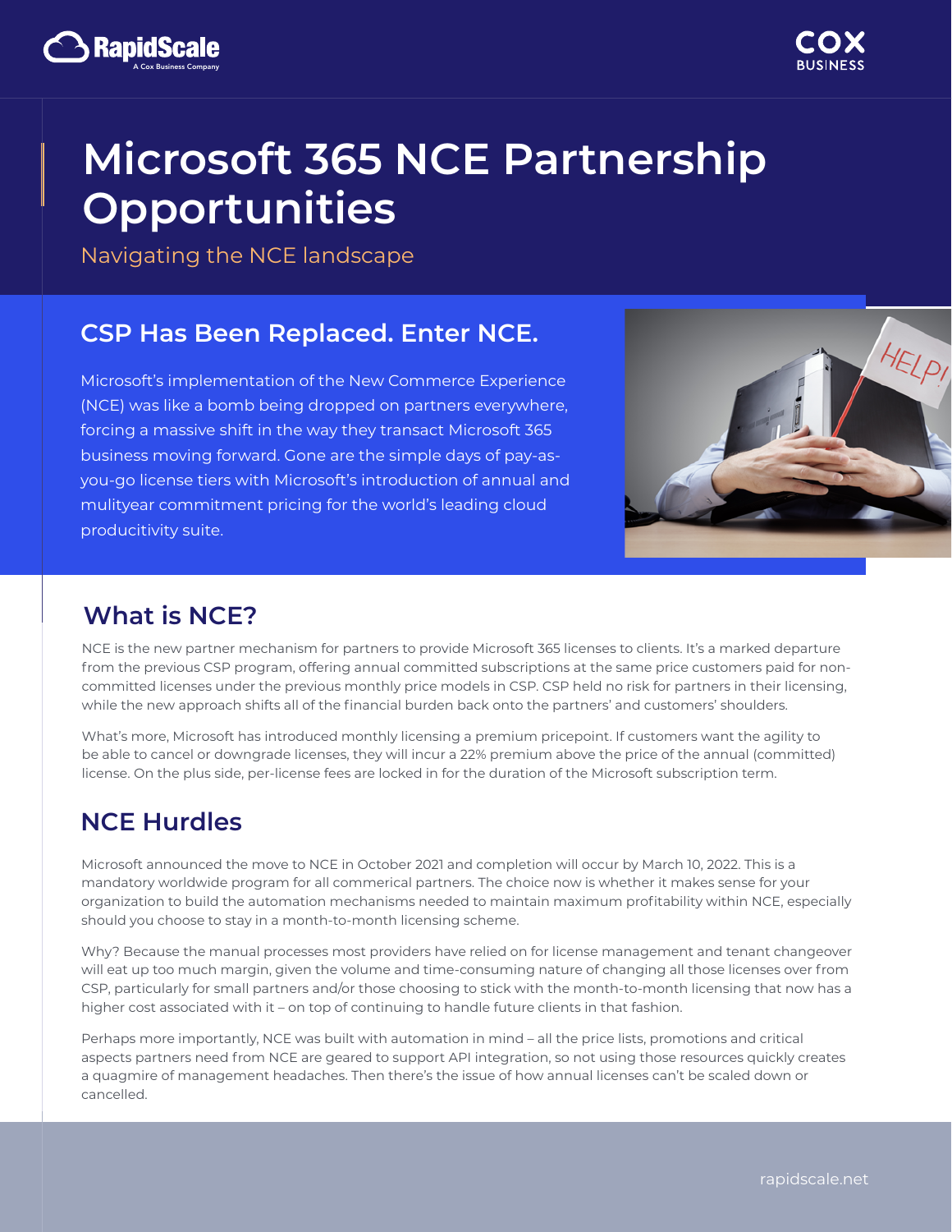# Microsoft 365 NCE Partnership Opportunities

Navigating the NCE landscape

## CSP Has Been Replaced. Enter NCE.

Microsoft's implementation of the New Commerce Experience (NCE) was like a bomb being dropped on partners everywhere, forcing a massive shift in the way they transact Microsoft 365 business moving forward. Gone are the simple days of pay-as-you-go license tiers with Microsoft's introduction of annual and mulityear commitment pricing for the world's leading cloud producitivity suite.

## What is NCE?

NCE is the new partner mechanism for partners to provide Microsoft 365 licenses to clients. It's a marked departure from the previous CSP program, offering annual committed subscriptions at the same price customers paid for non-committed licenses under the previous monthly price models in CSP. CSP held no risk for partners in their licensing, while the new approach shifts all of the financial burden back onto the partners' and customers' shoulders.

What's more, Microsoft has introduced monthly licensing a premium pricepoint. If customers want the agility to be able to cancel or downgrade licenses, they will incur a 22% premium above the price of the annual (committed) license. On the plus side, per-license fees are locked in for the duration of the Microsoft subscription term.

## NCE Hurdles

Microsoft announced the move to NCE in October 2021 and completion will occur by March 10, 2022. This is a mandatory worldwide program for all commerical partners. The choice now is whether it makes sense for your organization to build the automation mechanisms needed to maintain maximum profitability within NCE, especially should you choose to stay in a month-to-month licensing scheme.

Why? Because the manual processes most providers have relied on for license management and tenant changeover will eat up too much margin, given the volume and time-consuming nature of changing all those licenses over from CSP, particularly for small partners and/or those choosing to stick with the month-to-month licensing that now has a higher cost associated with it – on top of continuing to handle future clients in that fashion.

Perhaps more importantly, NCE was built with automation in mind – all the price lists, promotions and critical aspects partners need from NCE are geared to support API integration, so not using those resources quickly creates a quagmire of management headaches. Then there's the issue of how annual licenses can't be scaled down or cancelled.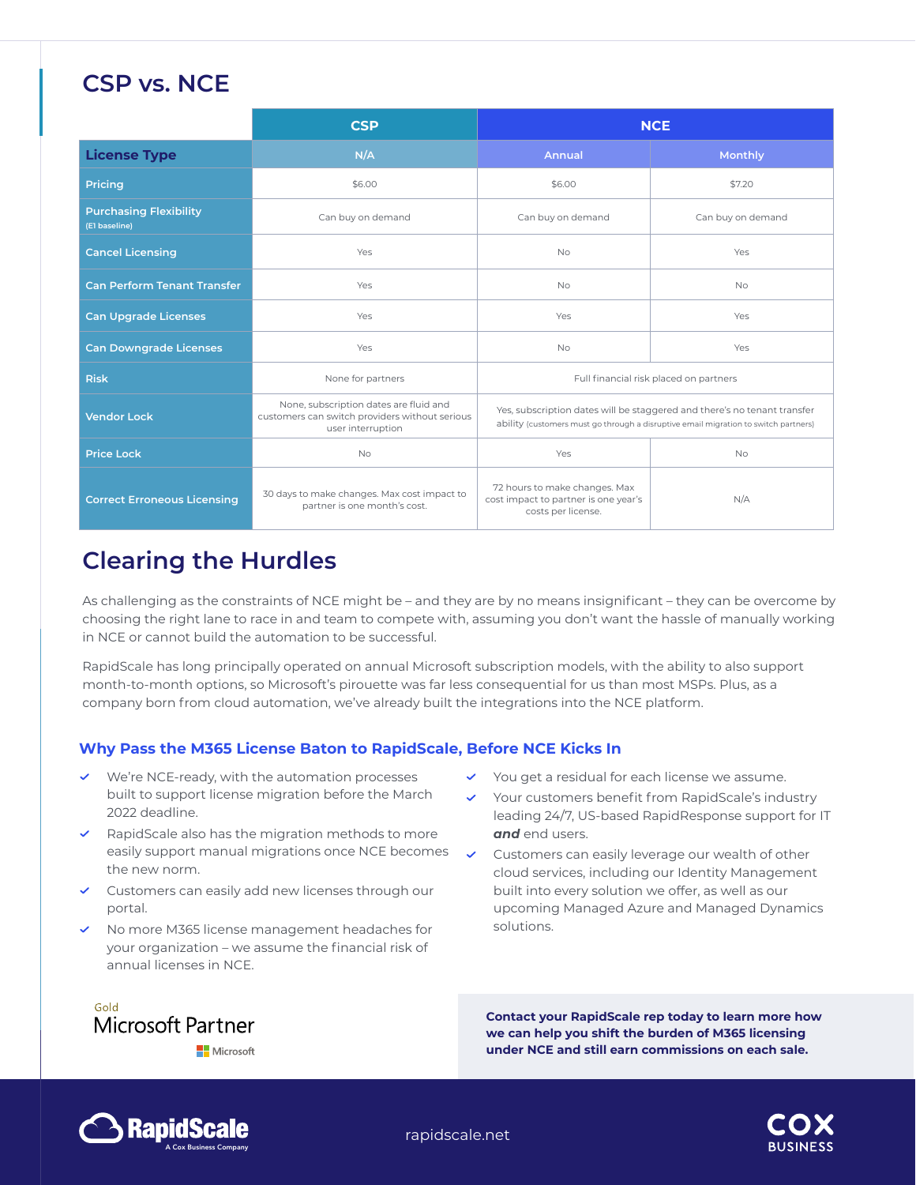## CSP vs. NCE

| | CSP | NCE | |
|---|---|---|---|
| **License Type** | N/A | Annual | Monthly |
| **Pricing** | $6.00 | $6.00 | $7.20 |
| **Purchasing Flexibility** (E1 baseline) | Can buy on demand | Can buy on demand | Can buy on demand |
| **Cancel Licensing** | Yes | No | Yes |
| **Can Perform Tenant Transfer** | Yes | No | No |
| **Can Upgrade Licenses** | Yes | Yes | Yes |
| **Can Downgrade Licenses** | Yes | No | Yes |
| **Risk** | None for partners | Full financial risk placed on partners | |
| **Vendor Lock** | None, subscription dates are fluid and customers can switch providers without serious user interruption | Yes, subscription dates will be staggered and there's no tenant transfer ability (customers must go through a disruptive email migration to switch partners) | |
| **Price Lock** | No | Yes | No |
| **Correct Erroneous Licensing** | 30 days to make changes. Max cost impact to partner is one month's cost. | 72 hours to make changes. Max cost impact to partner is one year's costs per license. | N/A |

## Clearing the Hurdles

As challenging as the constraints of NCE might be – and they are by no means insignificant – they can be overcome by choosing the right lane to race in and team to compete with, assuming you don't want the hassle of manually working in NCE or cannot build the automation to be successful.

RapidScale has long principally operated on annual Microsoft subscription models, with the ability to also support month-to-month options, so Microsoft's pirouette was far less consequential for us than most MSPs. Plus, as a company born from cloud automation, we've already built the integrations into the NCE platform.

### Why Pass the M365 License Baton to RapidScale, Before NCE Kicks In

- We're NCE-ready, with the automation processes built to support license migration before the March 2022 deadline.
- RapidScale also has the migration methods to more easily support manual migrations once NCE becomes the new norm.
- Customers can easily add new licenses through our portal.
- No more M365 license management headaches for your organization – we assume the financial risk of annual licenses in NCE.
- You get a residual for each license we assume.
- Your customers benefit from RapidScale's industry leading 24/7, US-based RapidResponse support for IT ***and*** end users.
- Customers can easily leverage our wealth of other cloud services, including our Identity Management built into every solution we offer, as well as our upcoming Managed Azure and Managed Dynamics solutions.

Gold
Microsoft Partner
Microsoft

**Contact your RapidScale rep today to learn more how we can help you shift the burden of M365 licensing under NCE and still earn commissions on each sale.**

RapidScale
A Cox Business Company

rapidscale.net

COX BUSINESS